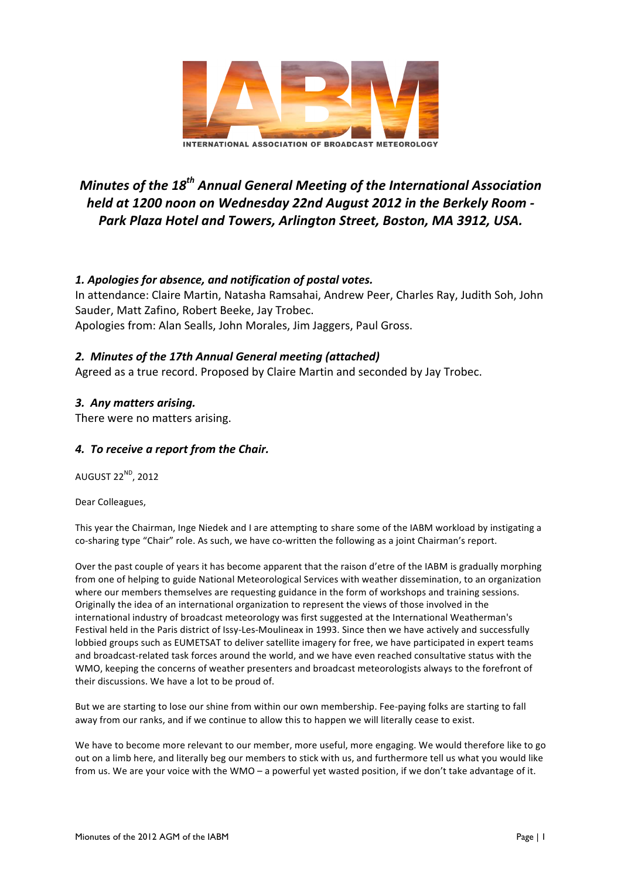IABM

INTERNATIONAL ASSOCIATION OF BROADCAST METEOROLOGY

# *Minutes of the 18th Annual General Meeting of the International Association held at 1200 noon on Wednesday 22nd August 2012 in the Berkely Room - Park Plaza Hotel and Towers, Arlington Street, Boston, MA 3912, USA.*

### *1. Apologies for absence, and notification of postal votes.*

In attendance: Claire Martin, Natasha Ramsahai, Andrew Peer, Charles Ray, Judith Soh, John Sauder, Matt Zafino, Robert Beeke, Jay Trobec.
Apologies from: Alan Sealls, John Morales, Jim Jaggers, Paul Gross.

### *2. Minutes of the 17th Annual General meeting (attached)*

Agreed as a true record. Proposed by Claire Martin and seconded by Jay Trobec.

### *3. Any matters arising.*

There were no matters arising.

### *4. To receive a report from the Chair.*

AUGUST 22ND, 2012

Dear Colleagues,

This year the Chairman, Inge Niedek and I are attempting to share some of the IABM workload by instigating a co-sharing type "Chair" role. As such, we have co-written the following as a joint Chairman's report.

Over the past couple of years it has become apparent that the raison d'etre of the IABM is gradually morphing from one of helping to guide National Meteorological Services with weather dissemination, to an organization where our members themselves are requesting guidance in the form of workshops and training sessions. Originally the idea of an international organization to represent the views of those involved in the international industry of broadcast meteorology was first suggested at the International Weatherman's Festival held in the Paris district of Issy-Les-Moulineax in 1993. Since then we have actively and successfully lobbied groups such as EUMETSAT to deliver satellite imagery for free, we have participated in expert teams and broadcast-related task forces around the world, and we have even reached consultative status with the WMO, keeping the concerns of weather presenters and broadcast meteorologists always to the forefront of their discussions. We have a lot to be proud of.

But we are starting to lose our shine from within our own membership. Fee-paying folks are starting to fall away from our ranks, and if we continue to allow this to happen we will literally cease to exist.

We have to become more relevant to our member, more useful, more engaging. We would therefore like to go out on a limb here, and literally beg our members to stick with us, and furthermore tell us what you would like from us. We are your voice with the WMO – a powerful yet wasted position, if we don't take advantage of it.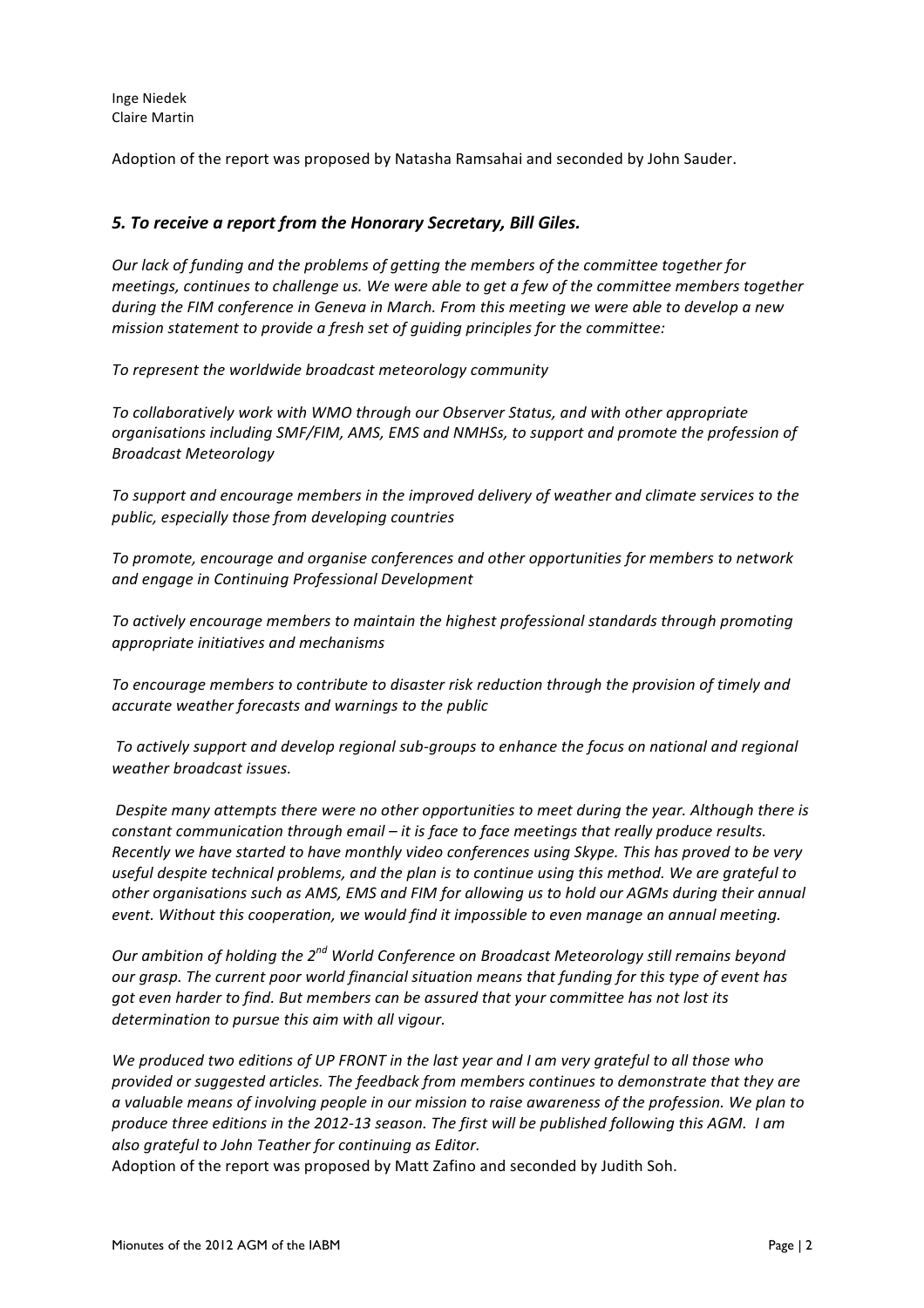Inge Niedek
Claire Martin

Adoption of the report was proposed by Natasha Ramsahai and seconded by John Sauder.

### *5. To receive a report from the Honorary Secretary, Bill Giles.*

*Our lack of funding and the problems of getting the members of the committee together for meetings, continues to challenge us. We were able to get a few of the committee members together during the FIM conference in Geneva in March. From this meeting we were able to develop a new mission statement to provide a fresh set of guiding principles for the committee:*

*To represent the worldwide broadcast meteorology community*

*To collaboratively work with WMO through our Observer Status, and with other appropriate organisations including SMF/FIM, AMS, EMS and NMHSs, to support and promote the profession of Broadcast Meteorology*

*To support and encourage members in the improved delivery of weather and climate services to the public, especially those from developing countries*

*To promote, encourage and organise conferences and other opportunities for members to network and engage in Continuing Professional Development*

*To actively encourage members to maintain the highest professional standards through promoting appropriate initiatives and mechanisms*

*To encourage members to contribute to disaster risk reduction through the provision of timely and accurate weather forecasts and warnings to the public*

*To actively support and develop regional sub-groups to enhance the focus on national and regional weather broadcast issues.*

*Despite many attempts there were no other opportunities to meet during the year. Although there is constant communication through email – it is face to face meetings that really produce results. Recently we have started to have monthly video conferences using Skype. This has proved to be very useful despite technical problems, and the plan is to continue using this method. We are grateful to other organisations such as AMS, EMS and FIM for allowing us to hold our AGMs during their annual event. Without this cooperation, we would find it impossible to even manage an annual meeting.*

*Our ambition of holding the 2nd World Conference on Broadcast Meteorology still remains beyond our grasp. The current poor world financial situation means that funding for this type of event has got even harder to find. But members can be assured that your committee has not lost its determination to pursue this aim with all vigour.*

*We produced two editions of UP FRONT in the last year and I am very grateful to all those who provided or suggested articles. The feedback from members continues to demonstrate that they are a valuable means of involving people in our mission to raise awareness of the profession. We plan to produce three editions in the 2012-13 season. The first will be published following this AGM. I am also grateful to John Teather for continuing as Editor.*

Adoption of the report was proposed by Matt Zafino and seconded by Judith Soh.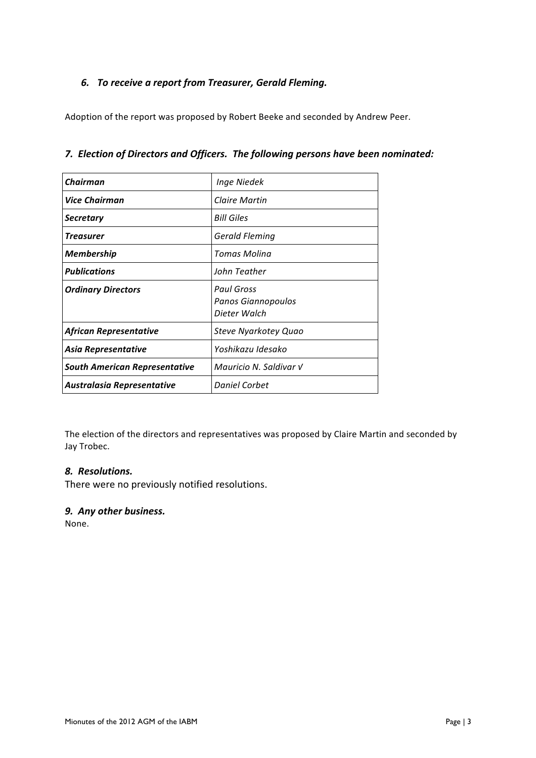### *6. To receive a report from Treasurer, Gerald Fleming.*

Adoption of the report was proposed by Robert Beeke and seconded by Andrew Peer.

### *7. Election of Directors and Officers. The following persons have been nominated:*

| | |
|---|---|
| ***Chairman*** | *Inge Niedek* |
| ***Vice Chairman*** | *Claire Martin* |
| ***Secretary*** | *Bill Giles* |
| ***Treasurer*** | *Gerald Fleming* |
| ***Membership*** | *Tomas Molina* |
| ***Publications*** | *John Teather* |
| ***Ordinary Directors*** | *Paul Gross*<br>*Panos Giannopoulos*<br>*Dieter Walch* |
| ***African Representative*** | *Steve Nyarkotey Quao* |
| ***Asia Representative*** | *Yoshikazu Idesako* |
| ***South American Representative*** | *Mauricio N. Saldivar √* |
| ***Australasia Representative*** | *Daniel Corbet* |

The election of the directors and representatives was proposed by Claire Martin and seconded by Jay Trobec.

### *8. Resolutions.*

There were no previously notified resolutions.

### *9. Any other business.*

None.